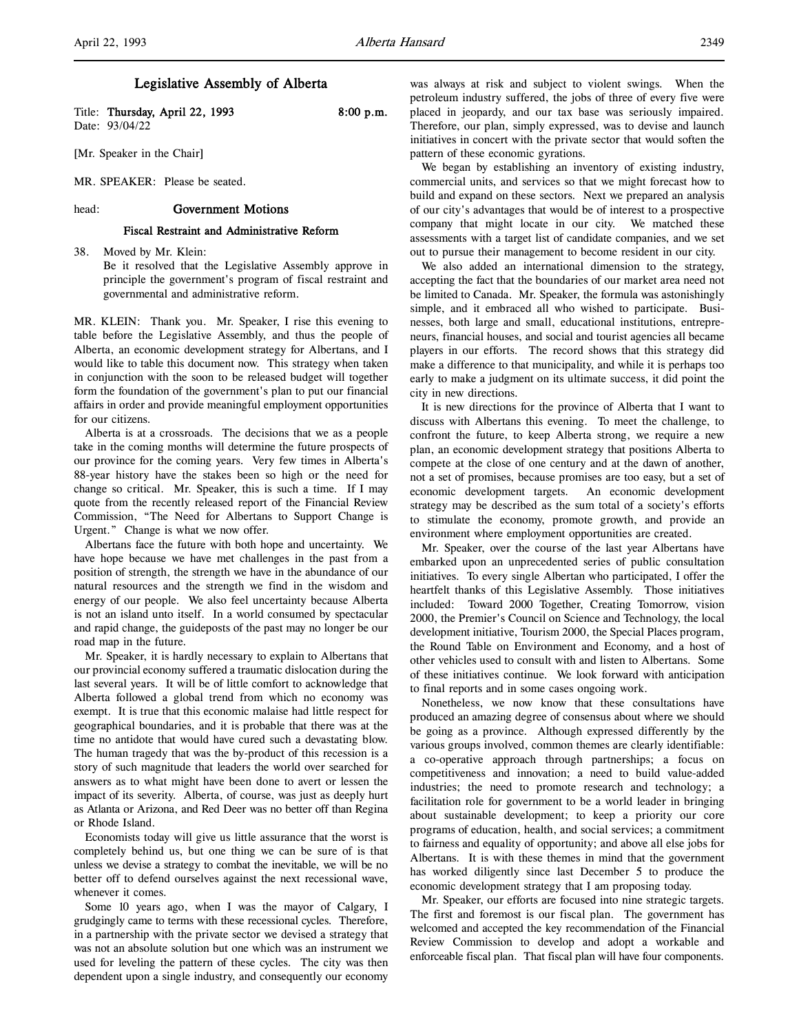# Legislative Assembly of Alberta

Title: **Thursday, April 22, 1993** 8:00 p.m.
Date: 93/04/22

[Mr. Speaker in the Chair]

MR. SPEAKER: Please be seated.

head: **Government Motions**

## Fiscal Restraint and Administrative Reform

38. Moved by Mr. Klein:
Be it resolved that the Legislative Assembly approve in principle the government's program of fiscal restraint and governmental and administrative reform.

MR. KLEIN: Thank you. Mr. Speaker, I rise this evening to table before the Legislative Assembly, and thus the people of Alberta, an economic development strategy for Albertans, and I would like to table this document now. This strategy when taken in conjunction with the soon to be released budget will together form the foundation of the government's plan to put our financial affairs in order and provide meaningful employment opportunities for our citizens.

Alberta is at a crossroads. The decisions that we as a people take in the coming months will determine the future prospects of our province for the coming years. Very few times in Alberta's 88-year history have the stakes been so high or the need for change so critical. Mr. Speaker, this is such a time. If I may quote from the recently released report of the Financial Review Commission, "The Need for Albertans to Support Change is Urgent." Change is what we now offer.

Albertans face the future with both hope and uncertainty. We have hope because we have met challenges in the past from a position of strength, the strength we have in the abundance of our natural resources and the strength we find in the wisdom and energy of our people. We also feel uncertainty because Alberta is not an island unto itself. In a world consumed by spectacular and rapid change, the guideposts of the past may no longer be our road map in the future.

Mr. Speaker, it is hardly necessary to explain to Albertans that our provincial economy suffered a traumatic dislocation during the last several years. It will be of little comfort to acknowledge that Alberta followed a global trend from which no economy was exempt. It is true that this economic malaise had little respect for geographical boundaries, and it is probable that there was at the time no antidote that would have cured such a devastating blow. The human tragedy that was the by-product of this recession is a story of such magnitude that leaders the world over searched for answers as to what might have been done to avert or lessen the impact of its severity. Alberta, of course, was just as deeply hurt as Atlanta or Arizona, and Red Deer was no better off than Regina or Rhode Island.

Economists today will give us little assurance that the worst is completely behind us, but one thing we can be sure of is that unless we devise a strategy to combat the inevitable, we will be no better off to defend ourselves against the next recessional wave, whenever it comes.

Some 10 years ago, when I was the mayor of Calgary, I grudgingly came to terms with these recessional cycles. Therefore, in a partnership with the private sector we devised a strategy that was not an absolute solution but one which was an instrument we used for leveling the pattern of these cycles. The city was then dependent upon a single industry, and consequently our economy was always at risk and subject to violent swings. When the petroleum industry suffered, the jobs of three of every five were placed in jeopardy, and our tax base was seriously impaired. Therefore, our plan, simply expressed, was to devise and launch initiatives in concert with the private sector that would soften the pattern of these economic gyrations.

We began by establishing an inventory of existing industry, commercial units, and services so that we might forecast how to build and expand on these sectors. Next we prepared an analysis of our city's advantages that would be of interest to a prospective company that might locate in our city. We matched these assessments with a target list of candidate companies, and we set out to pursue their management to become resident in our city.

We also added an international dimension to the strategy, accepting the fact that the boundaries of our market area need not be limited to Canada. Mr. Speaker, the formula was astonishingly simple, and it embraced all who wished to participate. Businesses, both large and small, educational institutions, entrepreneurs, financial houses, and social and tourist agencies all became players in our efforts. The record shows that this strategy did make a difference to that municipality, and while it is perhaps too early to make a judgment on its ultimate success, it did point the city in new directions.

It is new directions for the province of Alberta that I want to discuss with Albertans this evening. To meet the challenge, to confront the future, to keep Alberta strong, we require a new plan, an economic development strategy that positions Alberta to compete at the close of one century and at the dawn of another, not a set of promises, because promises are too easy, but a set of economic development targets. An economic development strategy may be described as the sum total of a society's efforts to stimulate the economy, promote growth, and provide an environment where employment opportunities are created.

Mr. Speaker, over the course of the last year Albertans have embarked upon an unprecedented series of public consultation initiatives. To every single Albertan who participated, I offer the heartfelt thanks of this Legislative Assembly. Those initiatives included: Toward 2000 Together, Creating Tomorrow, vision 2000, the Premier's Council on Science and Technology, the local development initiative, Tourism 2000, the Special Places program, the Round Table on Environment and Economy, and a host of other vehicles used to consult with and listen to Albertans. Some of these initiatives continue. We look forward with anticipation to final reports and in some cases ongoing work.

Nonetheless, we now know that these consultations have produced an amazing degree of consensus about where we should be going as a province. Although expressed differently by the various groups involved, common themes are clearly identifiable: a co-operative approach through partnerships; a focus on competitiveness and innovation; a need to build value-added industries; the need to promote research and technology; a facilitation role for government to be a world leader in bringing about sustainable development; to keep a priority our core programs of education, health, and social services; a commitment to fairness and equality of opportunity; and above all else jobs for Albertans. It is with these themes in mind that the government has worked diligently since last December 5 to produce the economic development strategy that I am proposing today.

Mr. Speaker, our efforts are focused into nine strategic targets. The first and foremost is our fiscal plan. The government has welcomed and accepted the key recommendation of the Financial Review Commission to develop and adopt a workable and enforceable fiscal plan. That fiscal plan will have four components.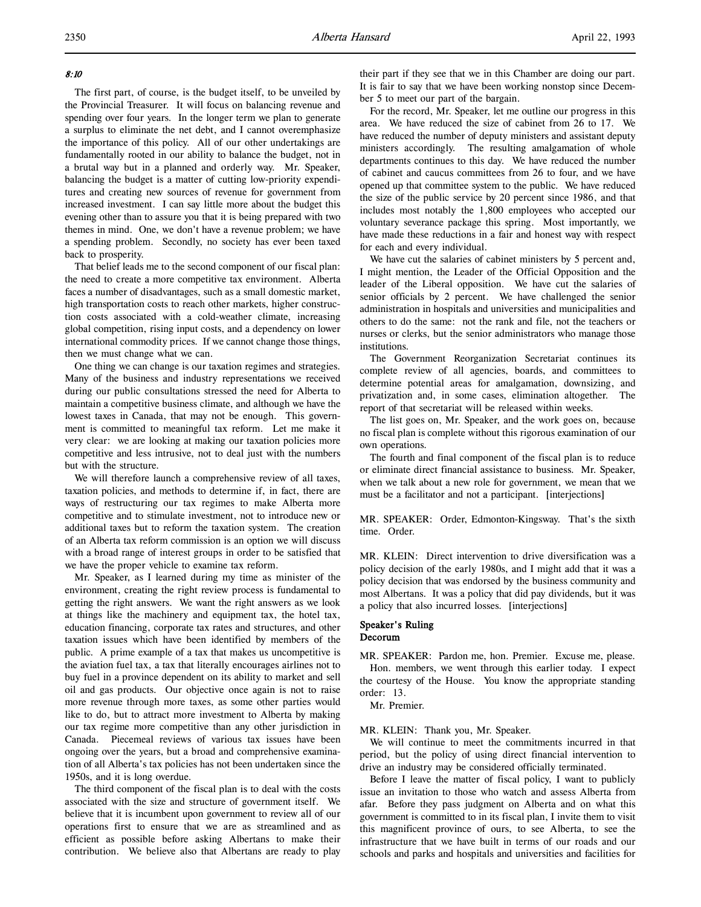*8:10*

The first part, of course, is the budget itself, to be unveiled by the Provincial Treasurer. It will focus on balancing revenue and spending over four years. In the longer term we plan to generate a surplus to eliminate the net debt, and I cannot overemphasize the importance of this policy. All of our other undertakings are fundamentally rooted in our ability to balance the budget, not in a brutal way but in a planned and orderly way. Mr. Speaker, balancing the budget is a matter of cutting low-priority expenditures and creating new sources of revenue for government from increased investment. I can say little more about the budget this evening other than to assure you that it is being prepared with two themes in mind. One, we don't have a revenue problem; we have a spending problem. Secondly, no society has ever been taxed back to prosperity.

That belief leads me to the second component of our fiscal plan: the need to create a more competitive tax environment. Alberta faces a number of disadvantages, such as a small domestic market, high transportation costs to reach other markets, higher construction costs associated with a cold-weather climate, increasing global competition, rising input costs, and a dependency on lower international commodity prices. If we cannot change those things, then we must change what we can.

One thing we can change is our taxation regimes and strategies. Many of the business and industry representations we received during our public consultations stressed the need for Alberta to maintain a competitive business climate, and although we have the lowest taxes in Canada, that may not be enough. This government is committed to meaningful tax reform. Let me make it very clear: we are looking at making our taxation policies more competitive and less intrusive, not to deal just with the numbers but with the structure.

We will therefore launch a comprehensive review of all taxes, taxation policies, and methods to determine if, in fact, there are ways of restructuring our tax regimes to make Alberta more competitive and to stimulate investment, not to introduce new or additional taxes but to reform the taxation system. The creation of an Alberta tax reform commission is an option we will discuss with a broad range of interest groups in order to be satisfied that we have the proper vehicle to examine tax reform.

Mr. Speaker, as I learned during my time as minister of the environment, creating the right review process is fundamental to getting the right answers. We want the right answers as we look at things like the machinery and equipment tax, the hotel tax, education financing, corporate tax rates and structures, and other taxation issues which have been identified by members of the public. A prime example of a tax that makes us uncompetitive is the aviation fuel tax, a tax that literally encourages airlines not to buy fuel in a province dependent on its ability to market and sell oil and gas products. Our objective once again is not to raise more revenue through more taxes, as some other parties would like to do, but to attract more investment to Alberta by making our tax regime more competitive than any other jurisdiction in Canada. Piecemeal reviews of various tax issues have been ongoing over the years, but a broad and comprehensive examination of all Alberta's tax policies has not been undertaken since the 1950s, and it is long overdue.

The third component of the fiscal plan is to deal with the costs associated with the size and structure of government itself. We believe that it is incumbent upon government to review all of our operations first to ensure that we are as streamlined and as efficient as possible before asking Albertans to make their contribution. We believe also that Albertans are ready to play their part if they see that we in this Chamber are doing our part. It is fair to say that we have been working nonstop since December 5 to meet our part of the bargain.

For the record, Mr. Speaker, let me outline our progress in this area. We have reduced the size of cabinet from 26 to 17. We have reduced the number of deputy ministers and assistant deputy ministers accordingly. The resulting amalgamation of whole departments continues to this day. We have reduced the number of cabinet and caucus committees from 26 to four, and we have opened up that committee system to the public. We have reduced the size of the public service by 20 percent since 1986, and that includes most notably the 1,800 employees who accepted our voluntary severance package this spring. Most importantly, we have made these reductions in a fair and honest way with respect for each and every individual.

We have cut the salaries of cabinet ministers by 5 percent and, I might mention, the Leader of the Official Opposition and the leader of the Liberal opposition. We have cut the salaries of senior officials by 2 percent. We have challenged the senior administration in hospitals and universities and municipalities and others to do the same: not the rank and file, not the teachers or nurses or clerks, but the senior administrators who manage those institutions.

The Government Reorganization Secretariat continues its complete review of all agencies, boards, and committees to determine potential areas for amalgamation, downsizing, and privatization and, in some cases, elimination altogether. The report of that secretariat will be released within weeks.

The list goes on, Mr. Speaker, and the work goes on, because no fiscal plan is complete without this rigorous examination of our own operations.

The fourth and final component of the fiscal plan is to reduce or eliminate direct financial assistance to business. Mr. Speaker, when we talk about a new role for government, we mean that we must be a facilitator and not a participant. [interjections]

MR. SPEAKER: Order, Edmonton-Kingsway. That's the sixth time. Order.

MR. KLEIN: Direct intervention to drive diversification was a policy decision of the early 1980s, and I might add that it was a policy decision that was endorsed by the business community and most Albertans. It was a policy that did pay dividends, but it was a policy that also incurred losses. [interjections]

### Speaker's Ruling
### Decorum

MR. SPEAKER: Pardon me, hon. Premier. Excuse me, please.

Hon. members, we went through this earlier today. I expect the courtesy of the House. You know the appropriate standing order: 13.

Mr. Premier.

MR. KLEIN: Thank you, Mr. Speaker.

We will continue to meet the commitments incurred in that period, but the policy of using direct financial intervention to drive an industry may be considered officially terminated.

Before I leave the matter of fiscal policy, I want to publicly issue an invitation to those who watch and assess Alberta from afar. Before they pass judgment on Alberta and on what this government is committed to in its fiscal plan, I invite them to visit this magnificent province of ours, to see Alberta, to see the infrastructure that we have built in terms of our roads and our schools and parks and hospitals and universities and facilities for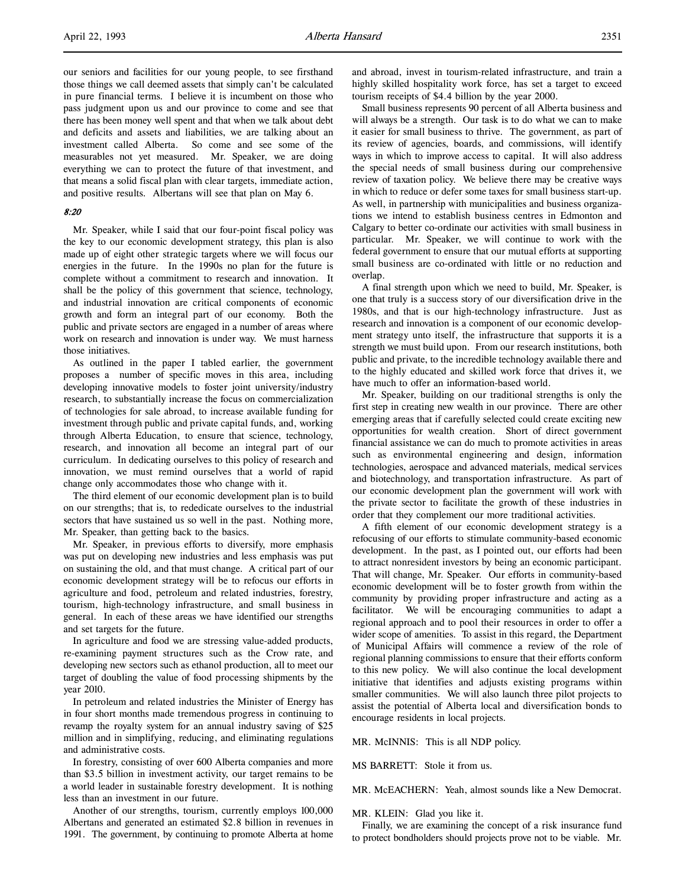our seniors and facilities for our young people, to see firsthand those things we call deemed assets that simply can't be calculated in pure financial terms. I believe it is incumbent on those who pass judgment upon us and our province to come and see that there has been money well spent and that when we talk about debt and deficits and assets and liabilities, we are talking about an investment called Alberta. So come and see some of the measurables not yet measured. Mr. Speaker, we are doing everything we can to protect the future of that investment, and that means a solid fiscal plan with clear targets, immediate action, and positive results. Albertans will see that plan on May 6.

*8:20*

Mr. Speaker, while I said that our four-point fiscal policy was the key to our economic development strategy, this plan is also made up of eight other strategic targets where we will focus our energies in the future. In the 1990s no plan for the future is complete without a commitment to research and innovation. It shall be the policy of this government that science, technology, and industrial innovation are critical components of economic growth and form an integral part of our economy. Both the public and private sectors are engaged in a number of areas where work on research and innovation is under way. We must harness those initiatives.

As outlined in the paper I tabled earlier, the government proposes a number of specific moves in this area, including developing innovative models to foster joint university/industry research, to substantially increase the focus on commercialization of technologies for sale abroad, to increase available funding for investment through public and private capital funds, and, working through Alberta Education, to ensure that science, technology, research, and innovation all become an integral part of our curriculum. In dedicating ourselves to this policy of research and innovation, we must remind ourselves that a world of rapid change only accommodates those who change with it.

The third element of our economic development plan is to build on our strengths; that is, to rededicate ourselves to the industrial sectors that have sustained us so well in the past. Nothing more, Mr. Speaker, than getting back to the basics.

Mr. Speaker, in previous efforts to diversify, more emphasis was put on developing new industries and less emphasis was put on sustaining the old, and that must change. A critical part of our economic development strategy will be to refocus our efforts in agriculture and food, petroleum and related industries, forestry, tourism, high-technology infrastructure, and small business in general. In each of these areas we have identified our strengths and set targets for the future.

In agriculture and food we are stressing value-added products, re-examining payment structures such as the Crow rate, and developing new sectors such as ethanol production, all to meet our target of doubling the value of food processing shipments by the year 2010.

In petroleum and related industries the Minister of Energy has in four short months made tremendous progress in continuing to revamp the royalty system for an annual industry saving of $25 million and in simplifying, reducing, and eliminating regulations and administrative costs.

In forestry, consisting of over 600 Alberta companies and more than $3.5 billion in investment activity, our target remains to be a world leader in sustainable forestry development. It is nothing less than an investment in our future.

Another of our strengths, tourism, currently employs 100,000 Albertans and generated an estimated $2.8 billion in revenues in 1991. The government, by continuing to promote Alberta at home and abroad, invest in tourism-related infrastructure, and train a highly skilled hospitality work force, has set a target to exceed tourism receipts of $4.4 billion by the year 2000.

Small business represents 90 percent of all Alberta business and will always be a strength. Our task is to do what we can to make it easier for small business to thrive. The government, as part of its review of agencies, boards, and commissions, will identify ways in which to improve access to capital. It will also address the special needs of small business during our comprehensive review of taxation policy. We believe there may be creative ways in which to reduce or defer some taxes for small business start-up. As well, in partnership with municipalities and business organizations we intend to establish business centres in Edmonton and Calgary to better co-ordinate our activities with small business in particular. Mr. Speaker, we will continue to work with the federal government to ensure that our mutual efforts at supporting small business are co-ordinated with little or no reduction and overlap.

A final strength upon which we need to build, Mr. Speaker, is one that truly is a success story of our diversification drive in the 1980s, and that is our high-technology infrastructure. Just as research and innovation is a component of our economic development strategy unto itself, the infrastructure that supports it is a strength we must build upon. From our research institutions, both public and private, to the incredible technology available there and to the highly educated and skilled work force that drives it, we have much to offer an information-based world.

Mr. Speaker, building on our traditional strengths is only the first step in creating new wealth in our province. There are other emerging areas that if carefully selected could create exciting new opportunities for wealth creation. Short of direct government financial assistance we can do much to promote activities in areas such as environmental engineering and design, information technologies, aerospace and advanced materials, medical services and biotechnology, and transportation infrastructure. As part of our economic development plan the government will work with the private sector to facilitate the growth of these industries in order that they complement our more traditional activities.

A fifth element of our economic development strategy is a refocusing of our efforts to stimulate community-based economic development. In the past, as I pointed out, our efforts had been to attract nonresident investors by being an economic participant. That will change, Mr. Speaker. Our efforts in community-based economic development will be to foster growth from within the community by providing proper infrastructure and acting as a facilitator. We will be encouraging communities to adapt a regional approach and to pool their resources in order to offer a wider scope of amenities. To assist in this regard, the Department of Municipal Affairs will commence a review of the role of regional planning commissions to ensure that their efforts conform to this new policy. We will also continue the local development initiative that identifies and adjusts existing programs within smaller communities. We will also launch three pilot projects to assist the potential of Alberta local and diversification bonds to encourage residents in local projects.

MR. McINNIS: This is all NDP policy.

MS BARRETT: Stole it from us.

MR. McEACHERN: Yeah, almost sounds like a New Democrat.

MR. KLEIN: Glad you like it.

Finally, we are examining the concept of a risk insurance fund to protect bondholders should projects prove not to be viable. Mr.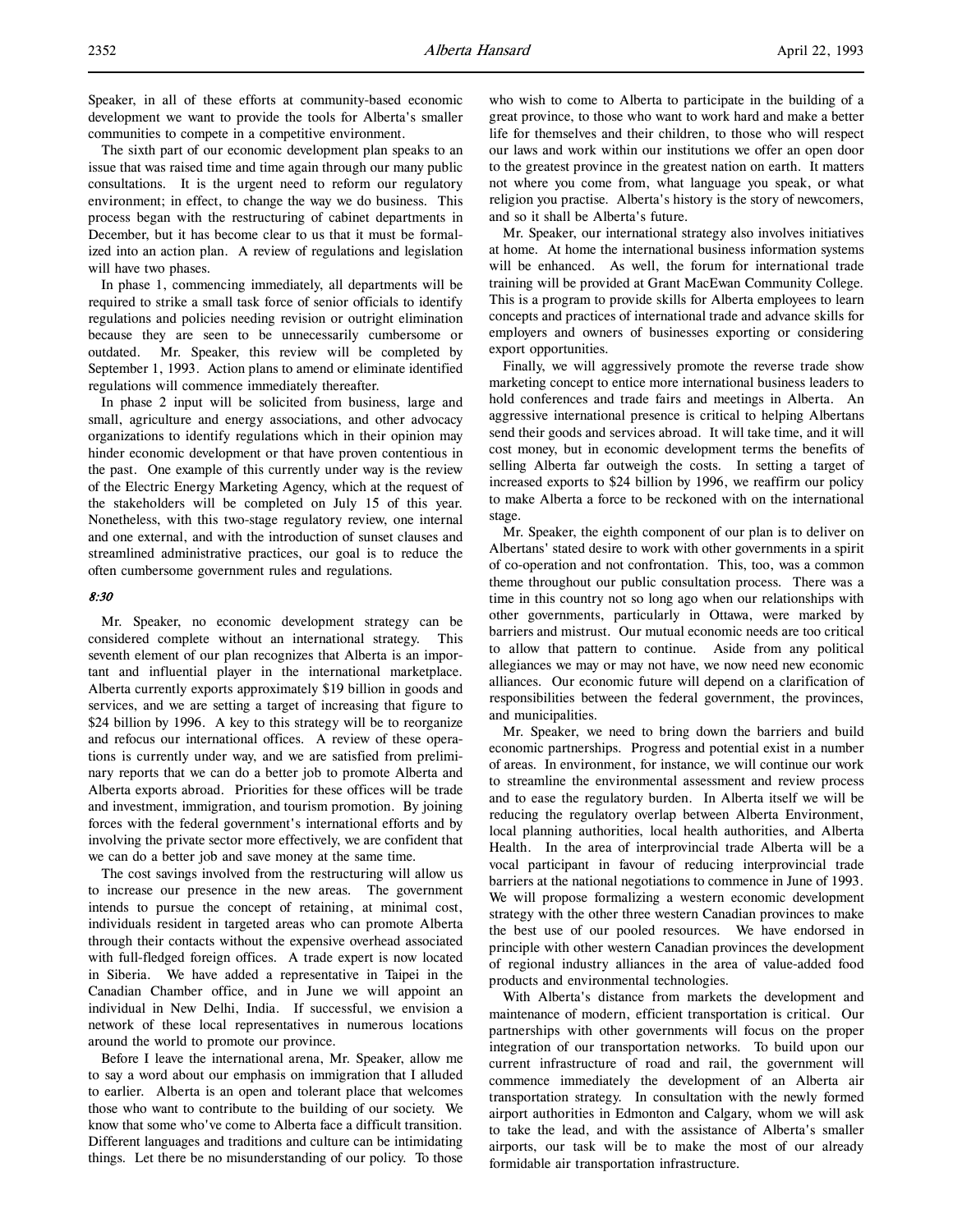Speaker, in all of these efforts at community-based economic development we want to provide the tools for Alberta's smaller communities to compete in a competitive environment.

The sixth part of our economic development plan speaks to an issue that was raised time and time again through our many public consultations. It is the urgent need to reform our regulatory environment; in effect, to change the way we do business. This process began with the restructuring of cabinet departments in December, but it has become clear to us that it must be formalized into an action plan. A review of regulations and legislation will have two phases.

In phase 1, commencing immediately, all departments will be required to strike a small task force of senior officials to identify regulations and policies needing revision or outright elimination because they are seen to be unnecessarily cumbersome or outdated. Mr. Speaker, this review will be completed by September 1, 1993. Action plans to amend or eliminate identified regulations will commence immediately thereafter.

In phase 2 input will be solicited from business, large and small, agriculture and energy associations, and other advocacy organizations to identify regulations which in their opinion may hinder economic development or that have proven contentious in the past. One example of this currently under way is the review of the Electric Energy Marketing Agency, which at the request of the stakeholders will be completed on July 15 of this year. Nonetheless, with this two-stage regulatory review, one internal and one external, and with the introduction of sunset clauses and streamlined administrative practices, our goal is to reduce the often cumbersome government rules and regulations.

*8:30*

Mr. Speaker, no economic development strategy can be considered complete without an international strategy. This seventh element of our plan recognizes that Alberta is an important and influential player in the international marketplace. Alberta currently exports approximately $19 billion in goods and services, and we are setting a target of increasing that figure to $24 billion by 1996. A key to this strategy will be to reorganize and refocus our international offices. A review of these operations is currently under way, and we are satisfied from preliminary reports that we can do a better job to promote Alberta and Alberta exports abroad. Priorities for these offices will be trade and investment, immigration, and tourism promotion. By joining forces with the federal government's international efforts and by involving the private sector more effectively, we are confident that we can do a better job and save money at the same time.

The cost savings involved from the restructuring will allow us to increase our presence in the new areas. The government intends to pursue the concept of retaining, at minimal cost, individuals resident in targeted areas who can promote Alberta through their contacts without the expensive overhead associated with full-fledged foreign offices. A trade expert is now located in Siberia. We have added a representative in Taipei in the Canadian Chamber office, and in June we will appoint an individual in New Delhi, India. If successful, we envision a network of these local representatives in numerous locations around the world to promote our province.

Before I leave the international arena, Mr. Speaker, allow me to say a word about our emphasis on immigration that I alluded to earlier. Alberta is an open and tolerant place that welcomes those who want to contribute to the building of our society. We know that some who've come to Alberta face a difficult transition. Different languages and traditions and culture can be intimidating things. Let there be no misunderstanding of our policy. To those who wish to come to Alberta to participate in the building of a great province, to those who want to work hard and make a better life for themselves and their children, to those who will respect our laws and work within our institutions we offer an open door to the greatest province in the greatest nation on earth. It matters not where you come from, what language you speak, or what religion you practise. Alberta's history is the story of newcomers, and so it shall be Alberta's future.

Mr. Speaker, our international strategy also involves initiatives at home. At home the international business information systems will be enhanced. As well, the forum for international trade training will be provided at Grant MacEwan Community College. This is a program to provide skills for Alberta employees to learn concepts and practices of international trade and advance skills for employers and owners of businesses exporting or considering export opportunities.

Finally, we will aggressively promote the reverse trade show marketing concept to entice more international business leaders to hold conferences and trade fairs and meetings in Alberta. An aggressive international presence is critical to helping Albertans send their goods and services abroad. It will take time, and it will cost money, but in economic development terms the benefits of selling Alberta far outweigh the costs. In setting a target of increased exports to $24 billion by 1996, we reaffirm our policy to make Alberta a force to be reckoned with on the international stage.

Mr. Speaker, the eighth component of our plan is to deliver on Albertans' stated desire to work with other governments in a spirit of co-operation and not confrontation. This, too, was a common theme throughout our public consultation process. There was a time in this country not so long ago when our relationships with other governments, particularly in Ottawa, were marked by barriers and mistrust. Our mutual economic needs are too critical to allow that pattern to continue. Aside from any political allegiances we may or may not have, we now need new economic alliances. Our economic future will depend on a clarification of responsibilities between the federal government, the provinces, and municipalities.

Mr. Speaker, we need to bring down the barriers and build economic partnerships. Progress and potential exist in a number of areas. In environment, for instance, we will continue our work to streamline the environmental assessment and review process and to ease the regulatory burden. In Alberta itself we will be reducing the regulatory overlap between Alberta Environment, local planning authorities, local health authorities, and Alberta Health. In the area of interprovincial trade Alberta will be a vocal participant in favour of reducing interprovincial trade barriers at the national negotiations to commence in June of 1993. We will propose formalizing a western economic development strategy with the other three western Canadian provinces to make the best use of our pooled resources. We have endorsed in principle with other western Canadian provinces the development of regional industry alliances in the area of value-added food products and environmental technologies.

With Alberta's distance from markets the development and maintenance of modern, efficient transportation is critical. Our partnerships with other governments will focus on the proper integration of our transportation networks. To build upon our current infrastructure of road and rail, the government will commence immediately the development of an Alberta air transportation strategy. In consultation with the newly formed airport authorities in Edmonton and Calgary, whom we will ask to take the lead, and with the assistance of Alberta's smaller airports, our task will be to make the most of our already formidable air transportation infrastructure.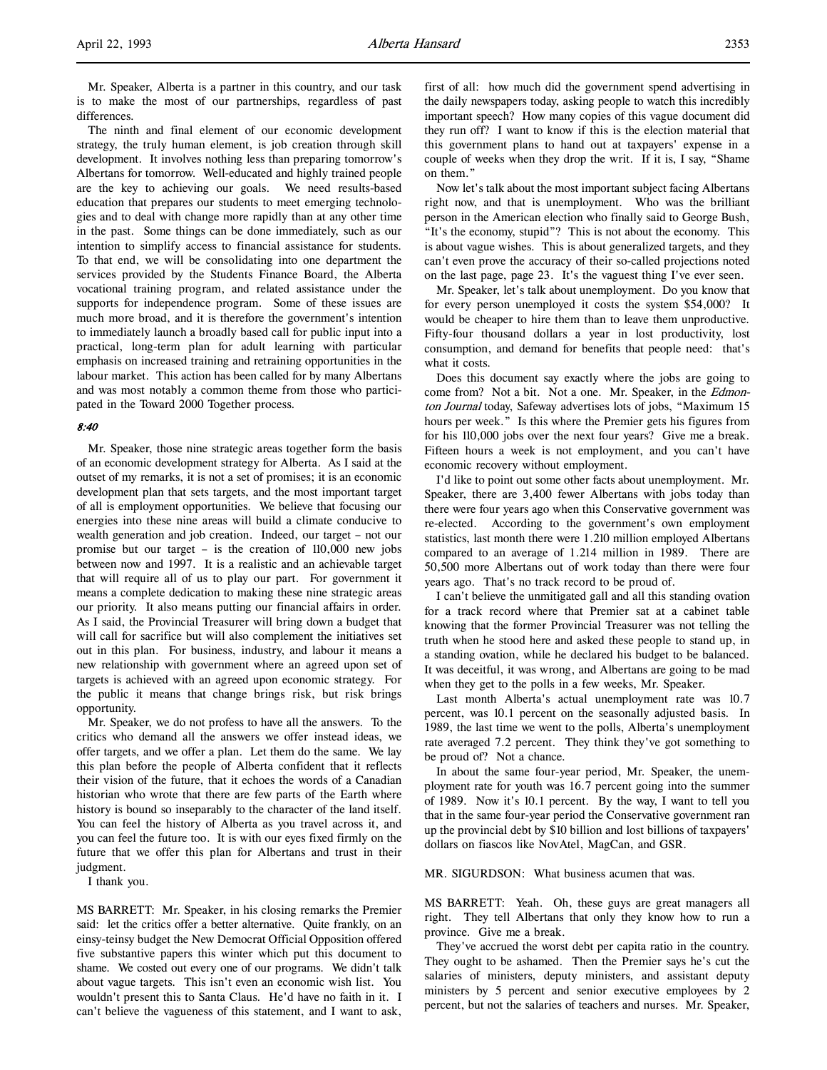Mr. Speaker, Alberta is a partner in this country, and our task is to make the most of our partnerships, regardless of past differences.

The ninth and final element of our economic development strategy, the truly human element, is job creation through skill development. It involves nothing less than preparing tomorrow's Albertans for tomorrow. Well-educated and highly trained people are the key to achieving our goals. We need results-based education that prepares our students to meet emerging technologies and to deal with change more rapidly than at any other time in the past. Some things can be done immediately, such as our intention to simplify access to financial assistance for students. To that end, we will be consolidating into one department the services provided by the Students Finance Board, the Alberta vocational training program, and related assistance under the supports for independence program. Some of these issues are much more broad, and it is therefore the government's intention to immediately launch a broadly based call for public input into a practical, long-term plan for adult learning with particular emphasis on increased training and retraining opportunities in the labour market. This action has been called for by many Albertans and was most notably a common theme from those who participated in the Toward 2000 Together process.

*8:40*

Mr. Speaker, those nine strategic areas together form the basis of an economic development strategy for Alberta. As I said at the outset of my remarks, it is not a set of promises; it is an economic development plan that sets targets, and the most important target of all is employment opportunities. We believe that focusing our energies into these nine areas will build a climate conducive to wealth generation and job creation. Indeed, our target – not our promise but our target – is the creation of 110,000 new jobs between now and 1997. It is a realistic and an achievable target that will require all of us to play our part. For government it means a complete dedication to making these nine strategic areas our priority. It also means putting our financial affairs in order. As I said, the Provincial Treasurer will bring down a budget that will call for sacrifice but will also complement the initiatives set out in this plan. For business, industry, and labour it means a new relationship with government where an agreed upon set of targets is achieved with an agreed upon economic strategy. For the public it means that change brings risk, but risk brings opportunity.

Mr. Speaker, we do not profess to have all the answers. To the critics who demand all the answers we offer instead ideas, we offer targets, and we offer a plan. Let them do the same. We lay this plan before the people of Alberta confident that it reflects their vision of the future, that it echoes the words of a Canadian historian who wrote that there are few parts of the Earth where history is bound so inseparably to the character of the land itself. You can feel the history of Alberta as you travel across it, and you can feel the future too. It is with our eyes fixed firmly on the future that we offer this plan for Albertans and trust in their judgment.

I thank you.

MS BARRETT: Mr. Speaker, in his closing remarks the Premier said: let the critics offer a better alternative. Quite frankly, on an einsy-teinsy budget the New Democrat Official Opposition offered five substantive papers this winter which put this document to shame. We costed out every one of our programs. We didn't talk about vague targets. This isn't even an economic wish list. You wouldn't present this to Santa Claus. He'd have no faith in it. I can't believe the vagueness of this statement, and I want to ask, first of all: how much did the government spend advertising in the daily newspapers today, asking people to watch this incredibly important speech? How many copies of this vague document did they run off? I want to know if this is the election material that this government plans to hand out at taxpayers' expense in a couple of weeks when they drop the writ. If it is, I say, "Shame on them."

Now let's talk about the most important subject facing Albertans right now, and that is unemployment. Who was the brilliant person in the American election who finally said to George Bush, "It's the economy, stupid"? This is not about the economy. This is about vague wishes. This is about generalized targets, and they can't even prove the accuracy of their so-called projections noted on the last page, page 23. It's the vaguest thing I've ever seen.

Mr. Speaker, let's talk about unemployment. Do you know that for every person unemployed it costs the system $54,000? It would be cheaper to hire them than to leave them unproductive. Fifty-four thousand dollars a year in lost productivity, lost consumption, and demand for benefits that people need: that's what it costs.

Does this document say exactly where the jobs are going to come from? Not a bit. Not a one. Mr. Speaker, in the *Edmonton Journal* today, Safeway advertises lots of jobs, "Maximum 15 hours per week." Is this where the Premier gets his figures from for his 110,000 jobs over the next four years? Give me a break. Fifteen hours a week is not employment, and you can't have economic recovery without employment.

I'd like to point out some other facts about unemployment. Mr. Speaker, there are 3,400 fewer Albertans with jobs today than there were four years ago when this Conservative government was re-elected. According to the government's own employment statistics, last month there were 1.210 million employed Albertans compared to an average of 1.214 million in 1989. There are 50,500 more Albertans out of work today than there were four years ago. That's no track record to be proud of.

I can't believe the unmitigated gall and all this standing ovation for a track record where that Premier sat at a cabinet table knowing that the former Provincial Treasurer was not telling the truth when he stood here and asked these people to stand up, in a standing ovation, while he declared his budget to be balanced. It was deceitful, it was wrong, and Albertans are going to be mad when they get to the polls in a few weeks, Mr. Speaker.

Last month Alberta's actual unemployment rate was 10.7 percent, was 10.1 percent on the seasonally adjusted basis. In 1989, the last time we went to the polls, Alberta's unemployment rate averaged 7.2 percent. They think they've got something to be proud of? Not a chance.

In about the same four-year period, Mr. Speaker, the unemployment rate for youth was 16.7 percent going into the summer of 1989. Now it's 10.1 percent. By the way, I want to tell you that in the same four-year period the Conservative government ran up the provincial debt by $10 billion and lost billions of taxpayers' dollars on fiascos like NovAtel, MagCan, and GSR.

MR. SIGURDSON: What business acumen that was.

MS BARRETT: Yeah. Oh, these guys are great managers all right. They tell Albertans that only they know how to run a province. Give me a break.

They've accrued the worst debt per capita ratio in the country. They ought to be ashamed. Then the Premier says he's cut the salaries of ministers, deputy ministers, and assistant deputy ministers by 5 percent and senior executive employees by 2 percent, but not the salaries of teachers and nurses. Mr. Speaker,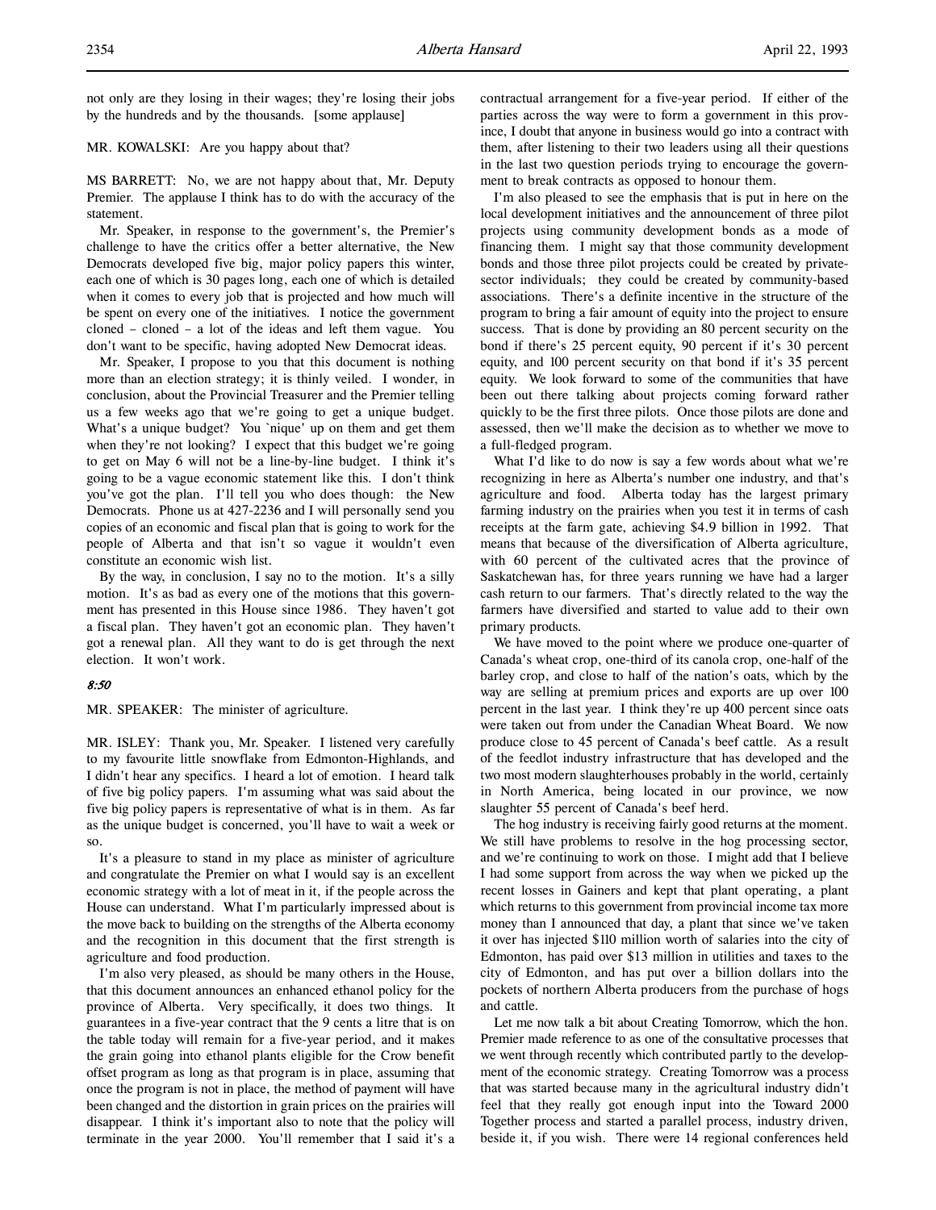not only are they losing in their wages; they're losing their jobs by the hundreds and by the thousands. [some applause]

MR. KOWALSKI: Are you happy about that?

MS BARRETT: No, we are not happy about that, Mr. Deputy Premier. The applause I think has to do with the accuracy of the statement.

Mr. Speaker, in response to the government's, the Premier's challenge to have the critics offer a better alternative, the New Democrats developed five big, major policy papers this winter, each one of which is 30 pages long, each one of which is detailed when it comes to every job that is projected and how much will be spent on every one of the initiatives. I notice the government cloned – cloned – a lot of the ideas and left them vague. You don't want to be specific, having adopted New Democrat ideas.

Mr. Speaker, I propose to you that this document is nothing more than an election strategy; it is thinly veiled. I wonder, in conclusion, about the Provincial Treasurer and the Premier telling us a few weeks ago that we're going to get a unique budget. What's a unique budget? You `nique' up on them and get them when they're not looking? I expect that this budget we're going to get on May 6 will not be a line-by-line budget. I think it's going to be a vague economic statement like this. I don't think you've got the plan. I'll tell you who does though: the New Democrats. Phone us at 427-2236 and I will personally send you copies of an economic and fiscal plan that is going to work for the people of Alberta and that isn't so vague it wouldn't even constitute an economic wish list.

By the way, in conclusion, I say no to the motion. It's a silly motion. It's as bad as every one of the motions that this government has presented in this House since 1986. They haven't got a fiscal plan. They haven't got an economic plan. They haven't got a renewal plan. All they want to do is get through the next election. It won't work.

*8:50*

MR. SPEAKER: The minister of agriculture.

MR. ISLEY: Thank you, Mr. Speaker. I listened very carefully to my favourite little snowflake from Edmonton-Highlands, and I didn't hear any specifics. I heard a lot of emotion. I heard talk of five big policy papers. I'm assuming what was said about the five big policy papers is representative of what is in them. As far as the unique budget is concerned, you'll have to wait a week or so.

It's a pleasure to stand in my place as minister of agriculture and congratulate the Premier on what I would say is an excellent economic strategy with a lot of meat in it, if the people across the House can understand. What I'm particularly impressed about is the move back to building on the strengths of the Alberta economy and the recognition in this document that the first strength is agriculture and food production.

I'm also very pleased, as should be many others in the House, that this document announces an enhanced ethanol policy for the province of Alberta. Very specifically, it does two things. It guarantees in a five-year contract that the 9 cents a litre that is on the table today will remain for a five-year period, and it makes the grain going into ethanol plants eligible for the Crow benefit offset program as long as that program is in place, assuming that once the program is not in place, the method of payment will have been changed and the distortion in grain prices on the prairies will disappear. I think it's important also to note that the policy will terminate in the year 2000. You'll remember that I said it's a contractual arrangement for a five-year period. If either of the parties across the way were to form a government in this province, I doubt that anyone in business would go into a contract with them, after listening to their two leaders using all their questions in the last two question periods trying to encourage the government to break contracts as opposed to honour them.

I'm also pleased to see the emphasis that is put in here on the local development initiatives and the announcement of three pilot projects using community development bonds as a mode of financing them. I might say that those community development bonds and those three pilot projects could be created by private-sector individuals; they could be created by community-based associations. There's a definite incentive in the structure of the program to bring a fair amount of equity into the project to ensure success. That is done by providing an 80 percent security on the bond if there's 25 percent equity, 90 percent if it's 30 percent equity, and 100 percent security on that bond if it's 35 percent equity. We look forward to some of the communities that have been out there talking about projects coming forward rather quickly to be the first three pilots. Once those pilots are done and assessed, then we'll make the decision as to whether we move to a full-fledged program.

What I'd like to do now is say a few words about what we're recognizing in here as Alberta's number one industry, and that's agriculture and food. Alberta today has the largest primary farming industry on the prairies when you test it in terms of cash receipts at the farm gate, achieving $4.9 billion in 1992. That means that because of the diversification of Alberta agriculture, with 60 percent of the cultivated acres that the province of Saskatchewan has, for three years running we have had a larger cash return to our farmers. That's directly related to the way the farmers have diversified and started to value add to their own primary products.

We have moved to the point where we produce one-quarter of Canada's wheat crop, one-third of its canola crop, one-half of the barley crop, and close to half of the nation's oats, which by the way are selling at premium prices and exports are up over 100 percent in the last year. I think they're up 400 percent since oats were taken out from under the Canadian Wheat Board. We now produce close to 45 percent of Canada's beef cattle. As a result of the feedlot industry infrastructure that has developed and the two most modern slaughterhouses probably in the world, certainly in North America, being located in our province, we now slaughter 55 percent of Canada's beef herd.

The hog industry is receiving fairly good returns at the moment. We still have problems to resolve in the hog processing sector, and we're continuing to work on those. I might add that I believe I had some support from across the way when we picked up the recent losses in Gainers and kept that plant operating, a plant which returns to this government from provincial income tax more money than I announced that day, a plant that since we've taken it over has injected $110 million worth of salaries into the city of Edmonton, has paid over $13 million in utilities and taxes to the city of Edmonton, and has put over a billion dollars into the pockets of northern Alberta producers from the purchase of hogs and cattle.

Let me now talk a bit about Creating Tomorrow, which the hon. Premier made reference to as one of the consultative processes that we went through recently which contributed partly to the development of the economic strategy. Creating Tomorrow was a process that was started because many in the agricultural industry didn't feel that they really got enough input into the Toward 2000 Together process and started a parallel process, industry driven, beside it, if you wish. There were 14 regional conferences held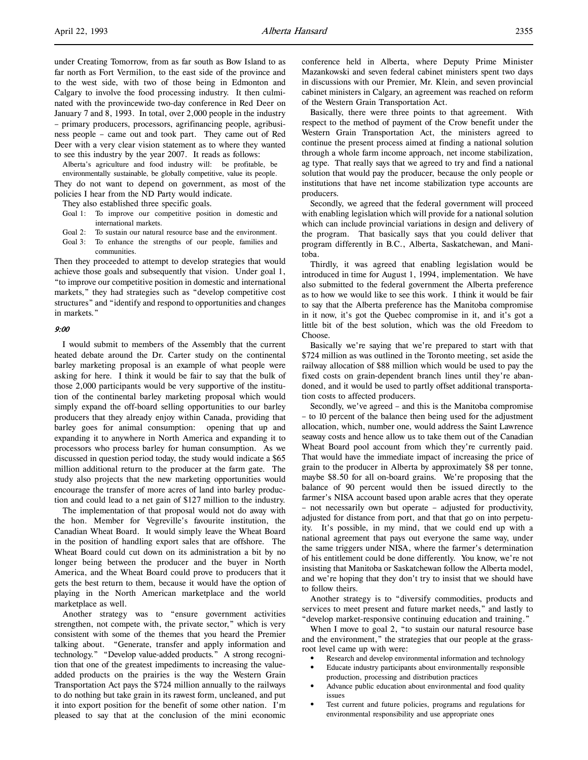under Creating Tomorrow, from as far south as Bow Island to as far north as Fort Vermilion, to the east side of the province and to the west side, with two of those being in Edmonton and Calgary to involve the food processing industry. It then culminated with the provincewide two-day conference in Red Deer on January 7 and 8, 1993. In total, over 2,000 people in the industry – primary producers, processors, agrifinancing people, agribusiness people – came out and took part. They came out of Red Deer with a very clear vision statement as to where they wanted to see this industry by the year 2007. It reads as follows:

> Alberta's agriculture and food industry will: be profitable, be environmentally sustainable, be globally competitive, value its people.

They do not want to depend on government, as most of the policies I hear from the ND Party would indicate.

They also established three specific goals.

> Goal 1: To improve our competitive position in domestic and international markets.
> Goal 2: To sustain our natural resource base and the environment.
> Goal 3: To enhance the strengths of our people, families and communities.

Then they proceeded to attempt to develop strategies that would achieve those goals and subsequently that vision. Under goal 1, "to improve our competitive position in domestic and international markets," they had strategies such as "develop competitive cost structures" and "identify and respond to opportunities and changes in markets."

*9:00*

I would submit to members of the Assembly that the current heated debate around the Dr. Carter study on the continental barley marketing proposal is an example of what people were asking for here. I think it would be fair to say that the bulk of those 2,000 participants would be very supportive of the institution of the continental barley marketing proposal which would simply expand the off-board selling opportunities to our barley producers that they already enjoy within Canada, providing that barley goes for animal consumption: opening that up and expanding it to anywhere in North America and expanding it to processors who process barley for human consumption. As we discussed in question period today, the study would indicate a $65 million additional return to the producer at the farm gate. The study also projects that the new marketing opportunities would encourage the transfer of more acres of land into barley production and could lead to a net gain of $127 million to the industry.

The implementation of that proposal would not do away with the hon. Member for Vegreville's favourite institution, the Canadian Wheat Board. It would simply leave the Wheat Board in the position of handling export sales that are offshore. The Wheat Board could cut down on its administration a bit by no longer being between the producer and the buyer in North America, and the Wheat Board could prove to producers that it gets the best return to them, because it would have the option of playing in the North American marketplace and the world marketplace as well.

Another strategy was to "ensure government activities strengthen, not compete with, the private sector," which is very consistent with some of the themes that you heard the Premier talking about. "Generate, transfer and apply information and technology." "Develop value-added products." A strong recognition that one of the greatest impediments to increasing the value-added products on the prairies is the way the Western Grain Transportation Act pays the $724 million annually to the railways to do nothing but take grain in its rawest form, uncleaned, and put it into export position for the benefit of some other nation. I'm pleased to say that at the conclusion of the mini economic conference held in Alberta, where Deputy Prime Minister Mazankowski and seven federal cabinet ministers spent two days in discussions with our Premier, Mr. Klein, and seven provincial cabinet ministers in Calgary, an agreement was reached on reform of the Western Grain Transportation Act.

Basically, there were three points to that agreement. With respect to the method of payment of the Crow benefit under the Western Grain Transportation Act, the ministers agreed to continue the present process aimed at finding a national solution through a whole farm income approach, net income stabilization, ag type. That really says that we agreed to try and find a national solution that would pay the producer, because the only people or institutions that have net income stabilization type accounts are producers.

Secondly, we agreed that the federal government will proceed with enabling legislation which will provide for a national solution which can include provincial variations in design and delivery of the program. That basically says that you could deliver that program differently in B.C., Alberta, Saskatchewan, and Manitoba.

Thirdly, it was agreed that enabling legislation would be introduced in time for August 1, 1994, implementation. We have also submitted to the federal government the Alberta preference as to how we would like to see this work. I think it would be fair to say that the Alberta preference has the Manitoba compromise in it now, it's got the Quebec compromise in it, and it's got a little bit of the best solution, which was the old Freedom to Choose.

Basically we're saying that we're prepared to start with that $724 million as was outlined in the Toronto meeting, set aside the railway allocation of $88 million which would be used to pay the fixed costs on grain-dependent branch lines until they're abandoned, and it would be used to partly offset additional transportation costs to affected producers.

Secondly, we've agreed – and this is the Manitoba compromise – to 10 percent of the balance then being used for the adjustment allocation, which, number one, would address the Saint Lawrence seaway costs and hence allow us to take them out of the Canadian Wheat Board pool account from which they're currently paid. That would have the immediate impact of increasing the price of grain to the producer in Alberta by approximately $8 per tonne, maybe $8.50 for all on-board grains. We're proposing that the balance of 90 percent would then be issued directly to the farmer's NISA account based upon arable acres that they operate – not necessarily own but operate – adjusted for productivity, adjusted for distance from port, and that that go on into perpetuity. It's possible, in my mind, that we could end up with a national agreement that pays out everyone the same way, under the same triggers under NISA, where the farmer's determination of his entitlement could be done differently. You know, we're not insisting that Manitoba or Saskatchewan follow the Alberta model, and we're hoping that they don't try to insist that we should have to follow theirs.

Another strategy is to "diversify commodities, products and services to meet present and future market needs," and lastly to "develop market-responsive continuing education and training."

When I move to goal 2, "to sustain our natural resource base and the environment," the strategies that our people at the grassroot level came up with were:

- Research and develop environmental information and technology
- Educate industry participants about environmentally responsible production, processing and distribution practices
- Advance public education about environmental and food quality issues
- Test current and future policies, programs and regulations for environmental responsibility and use appropriate ones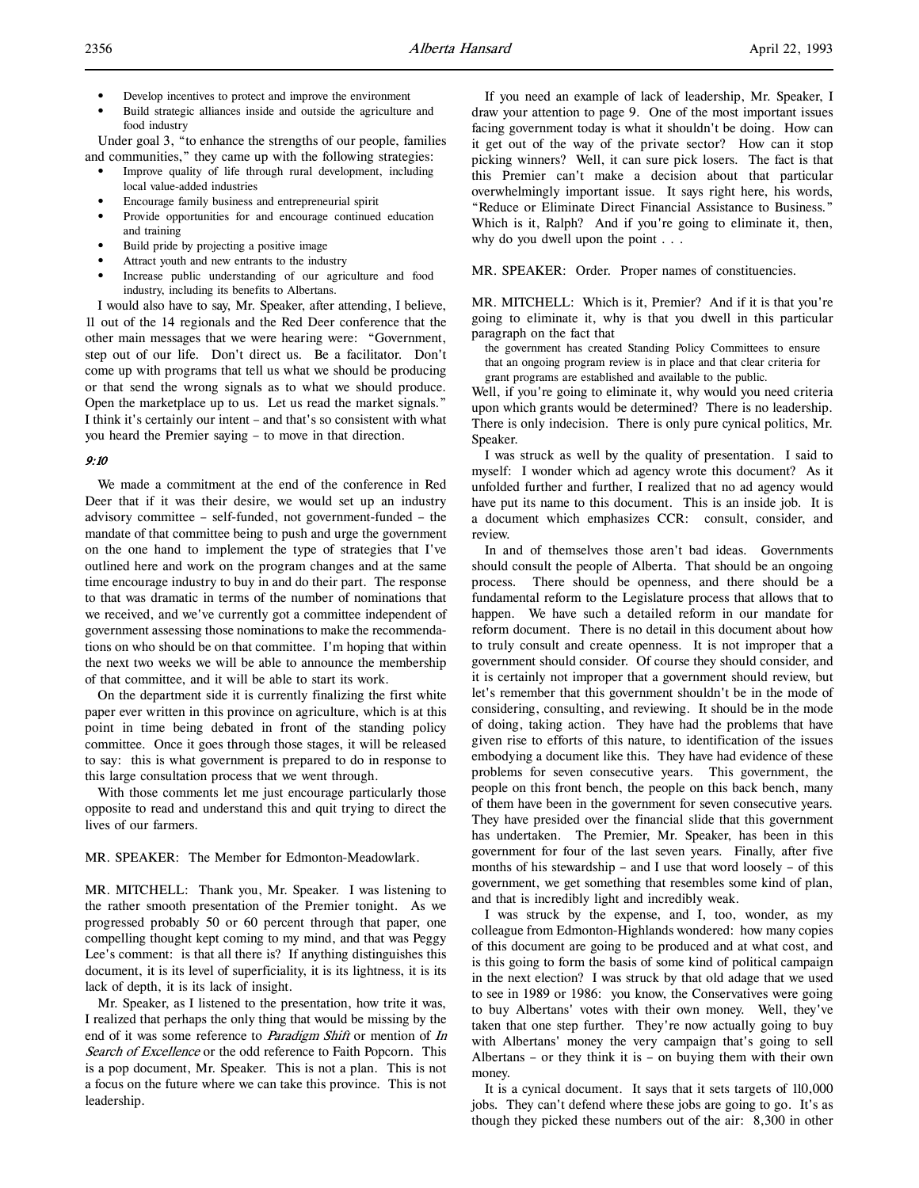- Develop incentives to protect and improve the environment
- Build strategic alliances inside and outside the agriculture and food industry

Under goal 3, "to enhance the strengths of our people, families and communities," they came up with the following strategies:

- Improve quality of life through rural development, including local value-added industries
- Encourage family business and entrepreneurial spirit
- Provide opportunities for and encourage continued education and training
- Build pride by projecting a positive image
- Attract youth and new entrants to the industry
- Increase public understanding of our agriculture and food industry, including its benefits to Albertans.

I would also have to say, Mr. Speaker, after attending, I believe, 11 out of the 14 regionals and the Red Deer conference that the other main messages that we were hearing were: "Government, step out of our life. Don't direct us. Be a facilitator. Don't come up with programs that tell us what we should be producing or that send the wrong signals as to what we should produce. Open the marketplace up to us. Let us read the market signals." I think it's certainly our intent – and that's so consistent with what you heard the Premier saying – to move in that direction.

*9:10*

We made a commitment at the end of the conference in Red Deer that if it was their desire, we would set up an industry advisory committee – self-funded, not government-funded – the mandate of that committee being to push and urge the government on the one hand to implement the type of strategies that I've outlined here and work on the program changes and at the same time encourage industry to buy in and do their part. The response to that was dramatic in terms of the number of nominations that we received, and we've currently got a committee independent of government assessing those nominations to make the recommendations on who should be on that committee. I'm hoping that within the next two weeks we will be able to announce the membership of that committee, and it will be able to start its work.

On the department side it is currently finalizing the first white paper ever written in this province on agriculture, which is at this point in time being debated in front of the standing policy committee. Once it goes through those stages, it will be released to say: this is what government is prepared to do in response to this large consultation process that we went through.

With those comments let me just encourage particularly those opposite to read and understand this and quit trying to direct the lives of our farmers.

MR. SPEAKER: The Member for Edmonton-Meadowlark.

MR. MITCHELL: Thank you, Mr. Speaker. I was listening to the rather smooth presentation of the Premier tonight. As we progressed probably 50 or 60 percent through that paper, one compelling thought kept coming to my mind, and that was Peggy Lee's comment: is that all there is? If anything distinguishes this document, it is its level of superficiality, it is its lightness, it is its lack of depth, it is its lack of insight.

Mr. Speaker, as I listened to the presentation, how trite it was, I realized that perhaps the only thing that would be missing by the end of it was some reference to *Paradigm Shift* or mention of *In Search of Excellence* or the odd reference to Faith Popcorn. This is a pop document, Mr. Speaker. This is not a plan. This is not a focus on the future where we can take this province. This is not leadership.

If you need an example of lack of leadership, Mr. Speaker, I draw your attention to page 9. One of the most important issues facing government today is what it shouldn't be doing. How can it get out of the way of the private sector? How can it stop picking winners? Well, it can sure pick losers. The fact is that this Premier can't make a decision about that particular overwhelmingly important issue. It says right here, his words, "Reduce or Eliminate Direct Financial Assistance to Business." Which is it, Ralph? And if you're going to eliminate it, then, why do you dwell upon the point . . .

MR. SPEAKER: Order. Proper names of constituencies.

MR. MITCHELL: Which is it, Premier? And if it is that you're going to eliminate it, why is that you dwell in this particular paragraph on the fact that

> the government has created Standing Policy Committees to ensure that an ongoing program review is in place and that clear criteria for grant programs are established and available to the public.

Well, if you're going to eliminate it, why would you need criteria upon which grants would be determined? There is no leadership. There is only indecision. There is only pure cynical politics, Mr. Speaker.

I was struck as well by the quality of presentation. I said to myself: I wonder which ad agency wrote this document? As it unfolded further and further, I realized that no ad agency would have put its name to this document. This is an inside job. It is a document which emphasizes CCR: consult, consider, and review.

In and of themselves those aren't bad ideas. Governments should consult the people of Alberta. That should be an ongoing process. There should be openness, and there should be a fundamental reform to the Legislature process that allows that to happen. We have such a detailed reform in our mandate for reform document. There is no detail in this document about how to truly consult and create openness. It is not improper that a government should consider. Of course they should consider, and it is certainly not improper that a government should review, but let's remember that this government shouldn't be in the mode of considering, consulting, and reviewing. It should be in the mode of doing, taking action. They have had the problems that have given rise to efforts of this nature, to identification of the issues embodying a document like this. They have had evidence of these problems for seven consecutive years. This government, the people on this front bench, the people on this back bench, many of them have been in the government for seven consecutive years. They have presided over the financial slide that this government has undertaken. The Premier, Mr. Speaker, has been in this government for four of the last seven years. Finally, after five months of his stewardship – and I use that word loosely – of this government, we get something that resembles some kind of plan, and that is incredibly light and incredibly weak.

I was struck by the expense, and I, too, wonder, as my colleague from Edmonton-Highlands wondered: how many copies of this document are going to be produced and at what cost, and is this going to form the basis of some kind of political campaign in the next election? I was struck by that old adage that we used to see in 1989 or 1986: you know, the Conservatives were going to buy Albertans' votes with their own money. Well, they've taken that one step further. They're now actually going to buy with Albertans' money the very campaign that's going to sell Albertans – or they think it is – on buying them with their own money.

It is a cynical document. It says that it sets targets of 110,000 jobs. They can't defend where these jobs are going to go. It's as though they picked these numbers out of the air: 8,300 in other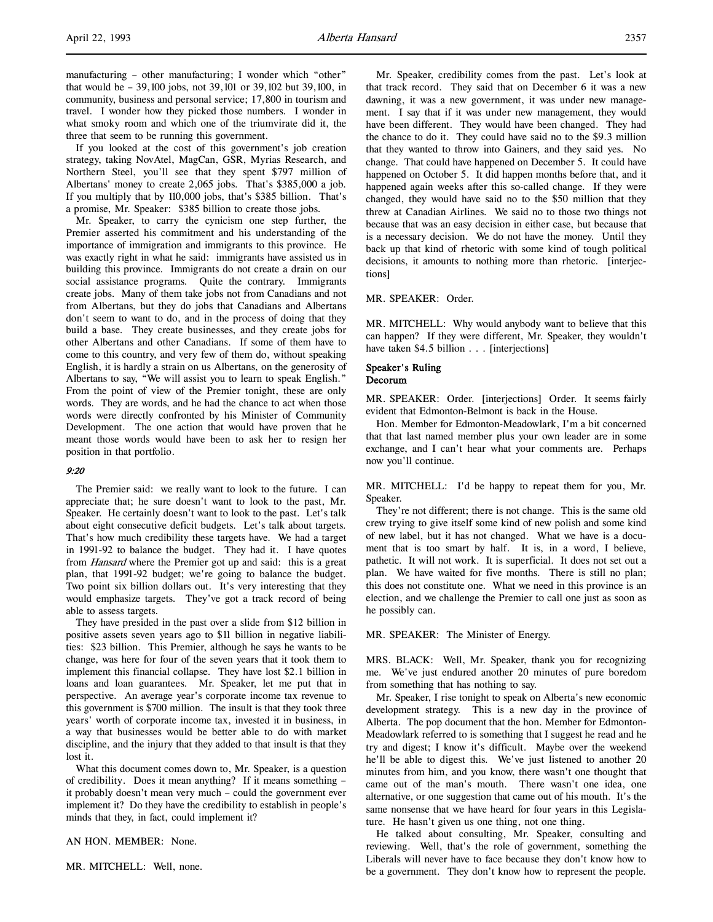manufacturing – other manufacturing; I wonder which "other" that would be – 39,100 jobs, not 39,101 or 39,102 but 39,100, in community, business and personal service; 17,800 in tourism and travel. I wonder how they picked those numbers. I wonder in what smoky room and which one of the triumvirate did it, the three that seem to be running this government.

If you looked at the cost of this government's job creation strategy, taking NovAtel, MagCan, GSR, Myrias Research, and Northern Steel, you'll see that they spent $797 million of Albertans' money to create 2,065 jobs. That's $385,000 a job. If you multiply that by 110,000 jobs, that's $385 billion. That's a promise, Mr. Speaker: $385 billion to create those jobs.

Mr. Speaker, to carry the cynicism one step further, the Premier asserted his commitment and his understanding of the importance of immigration and immigrants to this province. He was exactly right in what he said: immigrants have assisted us in building this province. Immigrants do not create a drain on our social assistance programs. Quite the contrary. Immigrants create jobs. Many of them take jobs not from Canadians and not from Albertans, but they do jobs that Canadians and Albertans don't seem to want to do, and in the process of doing that they build a base. They create businesses, and they create jobs for other Albertans and other Canadians. If some of them have to come to this country, and very few of them do, without speaking English, it is hardly a strain on us Albertans, on the generosity of Albertans to say, "We will assist you to learn to speak English." From the point of view of the Premier tonight, these are only words. They are words, and he had the chance to act when those words were directly confronted by his Minister of Community Development. The one action that would have proven that he meant those words would have been to ask her to resign her position in that portfolio.

*9:20*

The Premier said: we really want to look to the future. I can appreciate that; he sure doesn't want to look to the past, Mr. Speaker. He certainly doesn't want to look to the past. Let's talk about eight consecutive deficit budgets. Let's talk about targets. That's how much credibility these targets have. We had a target in 1991-92 to balance the budget. They had it. I have quotes from *Hansard* where the Premier got up and said: this is a great plan, that 1991-92 budget; we're going to balance the budget. Two point six billion dollars out. It's very interesting that they would emphasize targets. They've got a track record of being able to assess targets.

They have presided in the past over a slide from $12 billion in positive assets seven years ago to $11 billion in negative liabilities: $23 billion. This Premier, although he says he wants to be change, was here for four of the seven years that it took them to implement this financial collapse. They have lost $2.1 billion in loans and loan guarantees. Mr. Speaker, let me put that in perspective. An average year's corporate income tax revenue to this government is $700 million. The insult is that they took three years' worth of corporate income tax, invested it in business, in a way that businesses would be better able to do with market discipline, and the injury that they added to that insult is that they lost it.

What this document comes down to, Mr. Speaker, is a question of credibility. Does it mean anything? If it means something – it probably doesn't mean very much – could the government ever implement it? Do they have the credibility to establish in people's minds that they, in fact, could implement it?

AN HON. MEMBER: None.

MR. MITCHELL: Well, none.

Mr. Speaker, credibility comes from the past. Let's look at that track record. They said that on December 6 it was a new dawning, it was a new government, it was under new management. I say that if it was under new management, they would have been different. They would have been changed. They had the chance to do it. They could have said no to the $9.3 million that they wanted to throw into Gainers, and they said yes. No change. That could have happened on December 5. It could have happened on October 5. It did happen months before that, and it happened again weeks after this so-called change. If they were changed, they would have said no to the $50 million that they threw at Canadian Airlines. We said no to those two things not because that was an easy decision in either case, but because that is a necessary decision. We do not have the money. Until they back up that kind of rhetoric with some kind of tough political decisions, it amounts to nothing more than rhetoric. [interjections]

MR. SPEAKER: Order.

MR. MITCHELL: Why would anybody want to believe that this can happen? If they were different, Mr. Speaker, they wouldn't have taken $4.5 billion . . . [interjections]

**Speaker's Ruling**
**Decorum**

MR. SPEAKER: Order. [interjections] Order. It seems fairly evident that Edmonton-Belmont is back in the House.

Hon. Member for Edmonton-Meadowlark, I'm a bit concerned that that last named member plus your own leader are in some exchange, and I can't hear what your comments are. Perhaps now you'll continue.

MR. MITCHELL: I'd be happy to repeat them for you, Mr. Speaker.

They're not different; there is not change. This is the same old crew trying to give itself some kind of new polish and some kind of new label, but it has not changed. What we have is a document that is too smart by half. It is, in a word, I believe, pathetic. It will not work. It is superficial. It does not set out a plan. We have waited for five months. There is still no plan; this does not constitute one. What we need in this province is an election, and we challenge the Premier to call one just as soon as he possibly can.

MR. SPEAKER: The Minister of Energy.

MRS. BLACK: Well, Mr. Speaker, thank you for recognizing me. We've just endured another 20 minutes of pure boredom from something that has nothing to say.

Mr. Speaker, I rise tonight to speak on Alberta's new economic development strategy. This is a new day in the province of Alberta. The pop document that the hon. Member for Edmonton-Meadowlark referred to is something that I suggest he read and he try and digest; I know it's difficult. Maybe over the weekend he'll be able to digest this. We've just listened to another 20 minutes from him, and you know, there wasn't one thought that came out of the man's mouth. There wasn't one idea, one alternative, or one suggestion that came out of his mouth. It's the same nonsense that we have heard for four years in this Legislature. He hasn't given us one thing, not one thing.

He talked about consulting, Mr. Speaker, consulting and reviewing. Well, that's the role of government, something the Liberals will never have to face because they don't know how to be a government. They don't know how to represent the people.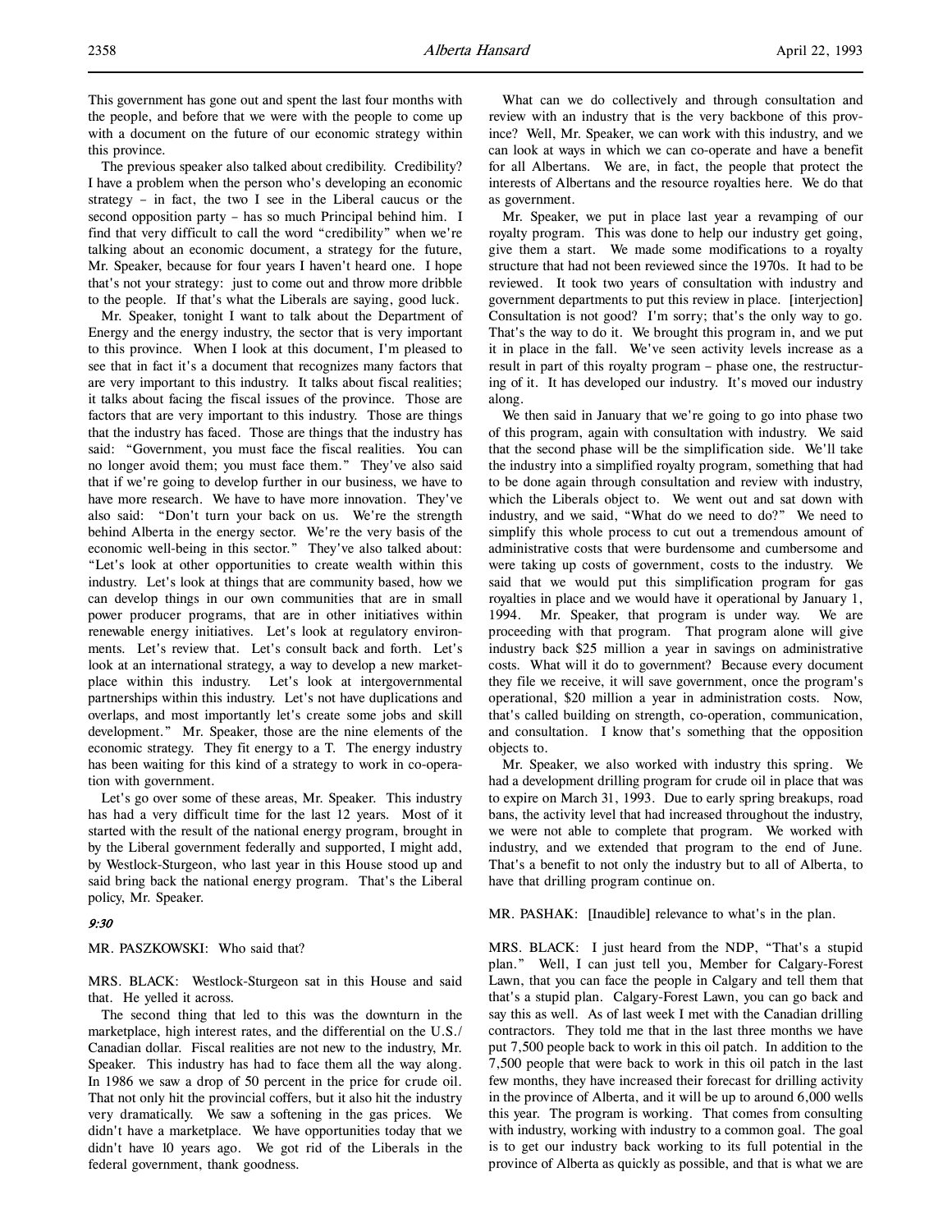This government has gone out and spent the last four months with the people, and before that we were with the people to come up with a document on the future of our economic strategy within this province.

The previous speaker also talked about credibility. Credibility? I have a problem when the person who's developing an economic strategy – in fact, the two I see in the Liberal caucus or the second opposition party – has so much Principal behind him. I find that very difficult to call the word "credibility" when we're talking about an economic document, a strategy for the future, Mr. Speaker, because for four years I haven't heard one. I hope that's not your strategy: just to come out and throw more dribble to the people. If that's what the Liberals are saying, good luck.

Mr. Speaker, tonight I want to talk about the Department of Energy and the energy industry, the sector that is very important to this province. When I look at this document, I'm pleased to see that in fact it's a document that recognizes many factors that are very important to this industry. It talks about fiscal realities; it talks about facing the fiscal issues of the province. Those are factors that are very important to this industry. Those are things that the industry has faced. Those are things that the industry has said: "Government, you must face the fiscal realities. You can no longer avoid them; you must face them." They've also said that if we're going to develop further in our business, we have to have more research. We have to have more innovation. They've also said: "Don't turn your back on us. We're the strength behind Alberta in the energy sector. We're the very basis of the economic well-being in this sector." They've also talked about: "Let's look at other opportunities to create wealth within this industry. Let's look at things that are community based, how we can develop things in our own communities that are in small power producer programs, that are in other initiatives within renewable energy initiatives. Let's look at regulatory environments. Let's review that. Let's consult back and forth. Let's look at an international strategy, a way to develop a new marketplace within this industry. Let's look at intergovernmental partnerships within this industry. Let's not have duplications and overlaps, and most importantly let's create some jobs and skill development." Mr. Speaker, those are the nine elements of the economic strategy. They fit energy to a T. The energy industry has been waiting for this kind of a strategy to work in co-operation with government.

Let's go over some of these areas, Mr. Speaker. This industry has had a very difficult time for the last 12 years. Most of it started with the result of the national energy program, brought in by the Liberal government federally and supported, I might add, by Westlock-Sturgeon, who last year in this House stood up and said bring back the national energy program. That's the Liberal policy, Mr. Speaker.

*9:30*

MR. PASZKOWSKI: Who said that?

MRS. BLACK: Westlock-Sturgeon sat in this House and said that. He yelled it across.

The second thing that led to this was the downturn in the marketplace, high interest rates, and the differential on the U.S./Canadian dollar. Fiscal realities are not new to the industry, Mr. Speaker. This industry has had to face them all the way along. In 1986 we saw a drop of 50 percent in the price for crude oil. That not only hit the provincial coffers, but it also hit the industry very dramatically. We saw a softening in the gas prices. We didn't have a marketplace. We have opportunities today that we didn't have 10 years ago. We got rid of the Liberals in the federal government, thank goodness.

What can we do collectively and through consultation and review with an industry that is the very backbone of this province? Well, Mr. Speaker, we can work with this industry, and we can look at ways in which we can co-operate and have a benefit for all Albertans. We are, in fact, the people that protect the interests of Albertans and the resource royalties here. We do that as government.

Mr. Speaker, we put in place last year a revamping of our royalty program. This was done to help our industry get going, give them a start. We made some modifications to a royalty structure that had not been reviewed since the 1970s. It had to be reviewed. It took two years of consultation with industry and government departments to put this review in place. [interjection] Consultation is not good? I'm sorry; that's the only way to go. That's the way to do it. We brought this program in, and we put it in place in the fall. We've seen activity levels increase as a result in part of this royalty program – phase one, the restructuring of it. It has developed our industry. It's moved our industry along.

We then said in January that we're going to go into phase two of this program, again with consultation with industry. We said that the second phase will be the simplification side. We'll take the industry into a simplified royalty program, something that had to be done again through consultation and review with industry, which the Liberals object to. We went out and sat down with industry, and we said, "What do we need to do?" We need to simplify this whole process to cut out a tremendous amount of administrative costs that were burdensome and cumbersome and were taking up costs of government, costs to the industry. We said that we would put this simplification program for gas royalties in place and we would have it operational by January 1, 1994. Mr. Speaker, that program is under way. We are proceeding with that program. That program alone will give industry back $25 million a year in savings on administrative costs. What will it do to government? Because every document they file we receive, it will save government, once the program's operational, $20 million a year in administration costs. Now, that's called building on strength, co-operation, communication, and consultation. I know that's something that the opposition objects to.

Mr. Speaker, we also worked with industry this spring. We had a development drilling program for crude oil in place that was to expire on March 31, 1993. Due to early spring breakups, road bans, the activity level that had increased throughout the industry, we were not able to complete that program. We worked with industry, and we extended that program to the end of June. That's a benefit to not only the industry but to all of Alberta, to have that drilling program continue on.

MR. PASHAK: [Inaudible] relevance to what's in the plan.

MRS. BLACK: I just heard from the NDP, "That's a stupid plan." Well, I can just tell you, Member for Calgary-Forest Lawn, that you can face the people in Calgary and tell them that that's a stupid plan. Calgary-Forest Lawn, you can go back and say this as well. As of last week I met with the Canadian drilling contractors. They told me that in the last three months we have put 7,500 people back to work in this oil patch. In addition to the 7,500 people that were back to work in this oil patch in the last few months, they have increased their forecast for drilling activity in the province of Alberta, and it will be up to around 6,000 wells this year. The program is working. That comes from consulting with industry, working with industry to a common goal. The goal is to get our industry back working to its full potential in the province of Alberta as quickly as possible, and that is what we are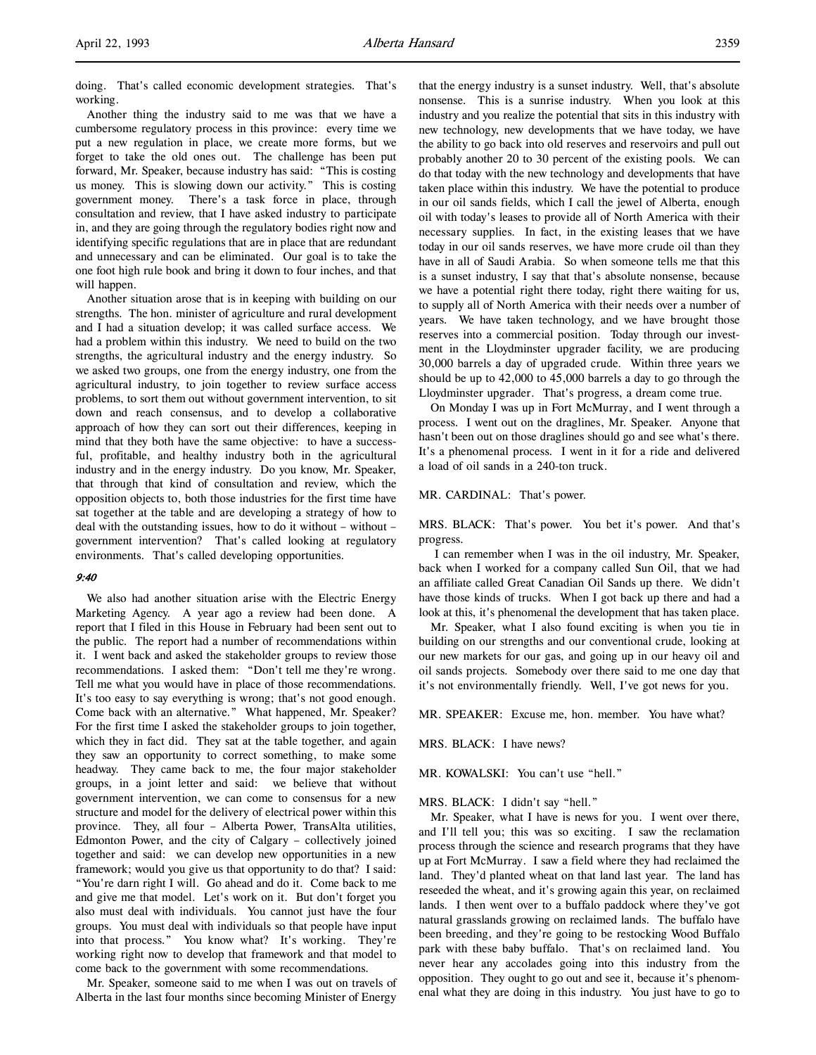doing. That's called economic development strategies. That's working.

Another thing the industry said to me was that we have a cumbersome regulatory process in this province: every time we put a new regulation in place, we create more forms, but we forget to take the old ones out. The challenge has been put forward, Mr. Speaker, because industry has said: "This is costing us money. This is slowing down our activity." This is costing government money. There's a task force in place, through consultation and review, that I have asked industry to participate in, and they are going through the regulatory bodies right now and identifying specific regulations that are in place that are redundant and unnecessary and can be eliminated. Our goal is to take the one foot high rule book and bring it down to four inches, and that will happen.

Another situation arose that is in keeping with building on our strengths. The hon. minister of agriculture and rural development and I had a situation develop; it was called surface access. We had a problem within this industry. We need to build on the two strengths, the agricultural industry and the energy industry. So we asked two groups, one from the energy industry, one from the agricultural industry, to join together to review surface access problems, to sort them out without government intervention, to sit down and reach consensus, and to develop a collaborative approach of how they can sort out their differences, keeping in mind that they both have the same objective: to have a successful, profitable, and healthy industry both in the agricultural industry and in the energy industry. Do you know, Mr. Speaker, that through that kind of consultation and review, which the opposition objects to, both those industries for the first time have sat together at the table and are developing a strategy of how to deal with the outstanding issues, how to do it without – without – government intervention? That's called looking at regulatory environments. That's called developing opportunities.

*9:40*

We also had another situation arise with the Electric Energy Marketing Agency. A year ago a review had been done. A report that I filed in this House in February had been sent out to the public. The report had a number of recommendations within it. I went back and asked the stakeholder groups to review those recommendations. I asked them: "Don't tell me they're wrong. Tell me what you would have in place of those recommendations. It's too easy to say everything is wrong; that's not good enough. Come back with an alternative." What happened, Mr. Speaker? For the first time I asked the stakeholder groups to join together, which they in fact did. They sat at the table together, and again they saw an opportunity to correct something, to make some headway. They came back to me, the four major stakeholder groups, in a joint letter and said: we believe that without government intervention, we can come to consensus for a new structure and model for the delivery of electrical power within this province. They, all four – Alberta Power, TransAlta utilities, Edmonton Power, and the city of Calgary – collectively joined together and said: we can develop new opportunities in a new framework; would you give us that opportunity to do that? I said: "You're darn right I will. Go ahead and do it. Come back to me and give me that model. Let's work on it. But don't forget you also must deal with individuals. You cannot just have the four groups. You must deal with individuals so that people have input into that process." You know what? It's working. They're working right now to develop that framework and that model to come back to the government with some recommendations.

Mr. Speaker, someone said to me when I was out on travels of Alberta in the last four months since becoming Minister of Energy that the energy industry is a sunset industry. Well, that's absolute nonsense. This is a sunrise industry. When you look at this industry and you realize the potential that sits in this industry with new technology, new developments that we have today, we have the ability to go back into old reserves and reservoirs and pull out probably another 20 to 30 percent of the existing pools. We can do that today with the new technology and developments that have taken place within this industry. We have the potential to produce in our oil sands fields, which I call the jewel of Alberta, enough oil with today's leases to provide all of North America with their necessary supplies. In fact, in the existing leases that we have today in our oil sands reserves, we have more crude oil than they have in all of Saudi Arabia. So when someone tells me that this is a sunset industry, I say that that's absolute nonsense, because we have a potential right there today, right there waiting for us, to supply all of North America with their needs over a number of years. We have taken technology, and we have brought those reserves into a commercial position. Today through our investment in the Lloydminster upgrader facility, we are producing 30,000 barrels a day of upgraded crude. Within three years we should be up to 42,000 to 45,000 barrels a day to go through the Lloydminster upgrader. That's progress, a dream come true.

On Monday I was up in Fort McMurray, and I went through a process. I went out on the draglines, Mr. Speaker. Anyone that hasn't been out on those draglines should go and see what's there. It's a phenomenal process. I went in it for a ride and delivered a load of oil sands in a 240-ton truck.

MR. CARDINAL: That's power.

MRS. BLACK: That's power. You bet it's power. And that's progress.

I can remember when I was in the oil industry, Mr. Speaker, back when I worked for a company called Sun Oil, that we had an affiliate called Great Canadian Oil Sands up there. We didn't have those kinds of trucks. When I got back up there and had a look at this, it's phenomenal the development that has taken place.

Mr. Speaker, what I also found exciting is when you tie in building on our strengths and our conventional crude, looking at our new markets for our gas, and going up in our heavy oil and oil sands projects. Somebody over there said to me one day that it's not environmentally friendly. Well, I've got news for you.

MR. SPEAKER: Excuse me, hon. member. You have what?

MRS. BLACK: I have news?

MR. KOWALSKI: You can't use "hell."

MRS. BLACK: I didn't say "hell."

Mr. Speaker, what I have is news for you. I went over there, and I'll tell you; this was so exciting. I saw the reclamation process through the science and research programs that they have up at Fort McMurray. I saw a field where they had reclaimed the land. They'd planted wheat on that land last year. The land has reseeded the wheat, and it's growing again this year, on reclaimed lands. I then went over to a buffalo paddock where they've got natural grasslands growing on reclaimed lands. The buffalo have been breeding, and they're going to be restocking Wood Buffalo park with these baby buffalo. That's on reclaimed land. You never hear any accolades going into this industry from the opposition. They ought to go out and see it, because it's phenomenal what they are doing in this industry. You just have to go to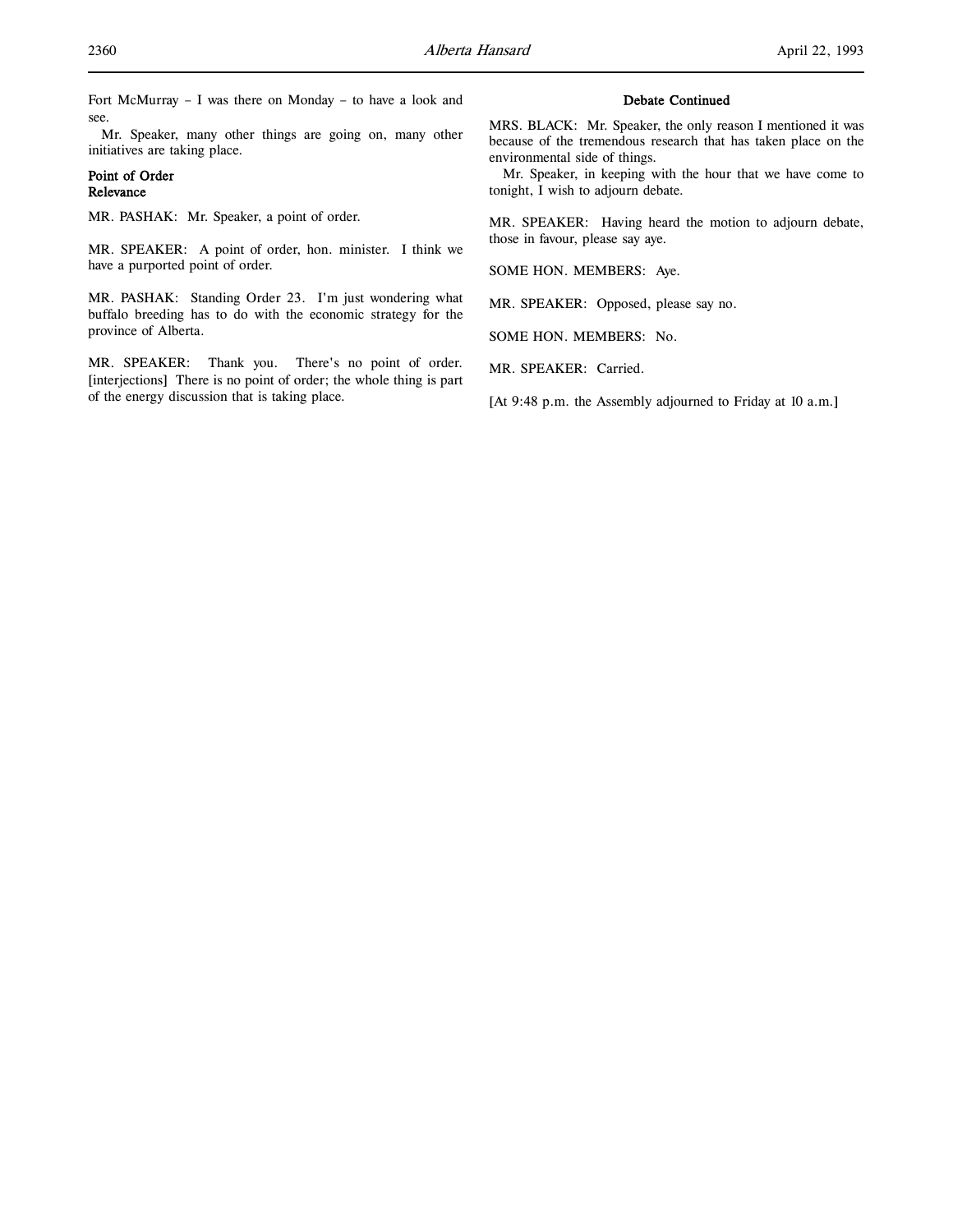Fort McMurray – I was there on Monday – to have a look and see.

Mr. Speaker, many other things are going on, many other initiatives are taking place.

### Point of Order
### Relevance

MR. PASHAK: Mr. Speaker, a point of order.

MR. SPEAKER: A point of order, hon. minister. I think we have a purported point of order.

MR. PASHAK: Standing Order 23. I'm just wondering what buffalo breeding has to do with the economic strategy for the province of Alberta.

MR. SPEAKER: Thank you. There's no point of order. [interjections] There is no point of order; the whole thing is part of the energy discussion that is taking place.

### Debate Continued

MRS. BLACK: Mr. Speaker, the only reason I mentioned it was because of the tremendous research that has taken place on the environmental side of things.

Mr. Speaker, in keeping with the hour that we have come to tonight, I wish to adjourn debate.

MR. SPEAKER: Having heard the motion to adjourn debate, those in favour, please say aye.

SOME HON. MEMBERS: Aye.

MR. SPEAKER: Opposed, please say no.

SOME HON. MEMBERS: No.

MR. SPEAKER: Carried.

[At 9:48 p.m. the Assembly adjourned to Friday at 10 a.m.]